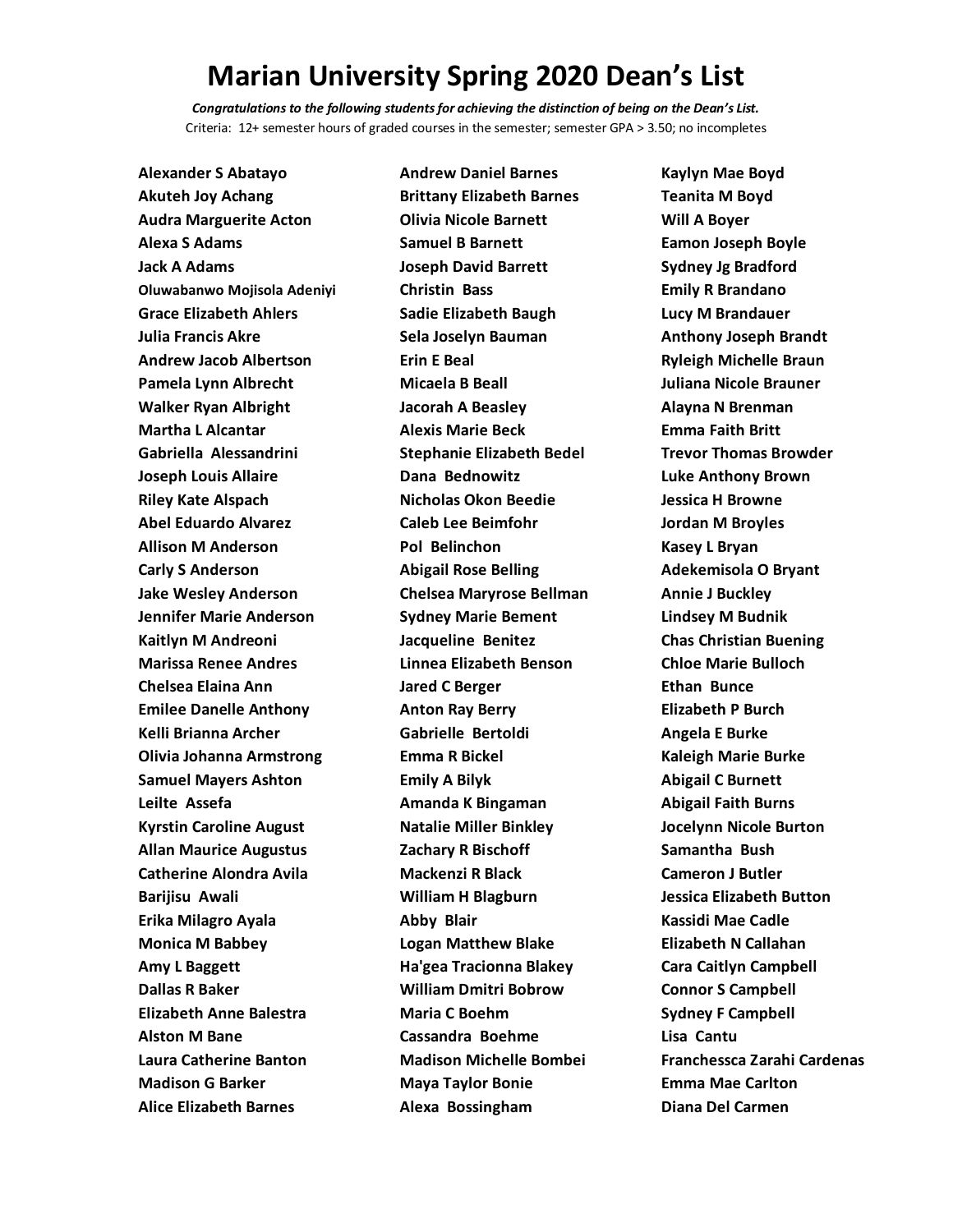# Marian University Spring 2020 Dean's List

***Congratulations to the following students for achieving the distinction of being on the Dean's List.***

Criteria: 12+ semester hours of graded courses in the semester; semester GPA > 3.50; no incompletes

**Alexander S Abatayo**
**Akuteh Joy Achang**
**Audra Marguerite Acton**
**Alexa S Adams**
**Jack A Adams**
**Oluwabanwo Mojisola Adeniyi**
**Grace Elizabeth Ahlers**
**Julia Francis Akre**
**Andrew Jacob Albertson**
**Pamela Lynn Albrecht**
**Walker Ryan Albright**
**Martha L Alcantar**
**Gabriella Alessandrini**
**Joseph Louis Allaire**
**Riley Kate Alspach**
**Abel Eduardo Alvarez**
**Allison M Anderson**
**Carly S Anderson**
**Jake Wesley Anderson**
**Jennifer Marie Anderson**
**Kaitlyn M Andreoni**
**Marissa Renee Andres**
**Chelsea Elaina Ann**
**Emilee Danelle Anthony**
**Kelli Brianna Archer**
**Olivia Johanna Armstrong**
**Samuel Mayers Ashton**
**Leilte Assefa**
**Kyrstin Caroline August**
**Allan Maurice Augustus**
**Catherine Alondra Avila**
**Barijisu Awali**
**Erika Milagro Ayala**
**Monica M Babbey**
**Amy L Baggett**
**Dallas R Baker**
**Elizabeth Anne Balestra**
**Alston M Bane**
**Laura Catherine Banton**
**Madison G Barker**
**Alice Elizabeth Barnes**
**Andrew Daniel Barnes**
**Brittany Elizabeth Barnes**
**Olivia Nicole Barnett**
**Samuel B Barnett**
**Joseph David Barrett**
**Christin Bass**
**Sadie Elizabeth Baugh**
**Sela Joselyn Bauman**
**Erin E Beal**
**Micaela B Beall**
**Jacorah A Beasley**
**Alexis Marie Beck**
**Stephanie Elizabeth Bedel**
**Dana Bednowitz**
**Nicholas Okon Beedie**
**Caleb Lee Beimfohr**
**Pol Belinchon**
**Abigail Rose Belling**
**Chelsea Maryrose Bellman**
**Sydney Marie Bement**
**Jacqueline Benitez**
**Linnea Elizabeth Benson**
**Jared C Berger**
**Anton Ray Berry**
**Gabrielle Bertoldi**
**Emma R Bickel**
**Emily A Bilyk**
**Amanda K Bingaman**
**Natalie Miller Binkley**
**Zachary R Bischoff**
**Mackenzi R Black**
**William H Blagburn**
**Abby Blair**
**Logan Matthew Blake**
**Ha'gea Tracionna Blakey**
**William Dmitri Bobrow**
**Maria C Boehm**
**Cassandra Boehme**
**Madison Michelle Bombei**
**Maya Taylor Bonie**
**Alexa Bossingham**
**Kaylyn Mae Boyd**
**Teanita M Boyd**
**Will A Boyer**
**Eamon Joseph Boyle**
**Sydney Jg Bradford**
**Emily R Brandano**
**Lucy M Brandauer**
**Anthony Joseph Brandt**
**Ryleigh Michelle Braun**
**Juliana Nicole Brauner**
**Alayna N Brenman**
**Emma Faith Britt**
**Trevor Thomas Browder**
**Luke Anthony Brown**
**Jessica H Browne**
**Jordan M Broyles**
**Kasey L Bryan**
**Adekemisola O Bryant**
**Annie J Buckley**
**Lindsey M Budnik**
**Chas Christian Buening**
**Chloe Marie Bulloch**
**Ethan Bunce**
**Elizabeth P Burch**
**Angela E Burke**
**Kaleigh Marie Burke**
**Abigail C Burnett**
**Abigail Faith Burns**
**Jocelynn Nicole Burton**
**Samantha Bush**
**Cameron J Butler**
**Jessica Elizabeth Button**
**Kassidi Mae Cadle**
**Elizabeth N Callahan**
**Cara Caitlyn Campbell**
**Connor S Campbell**
**Sydney F Campbell**
**Lisa Cantu**
**Franchessca Zarahi Cardenas**
**Emma Mae Carlton**
**Diana Del Carmen**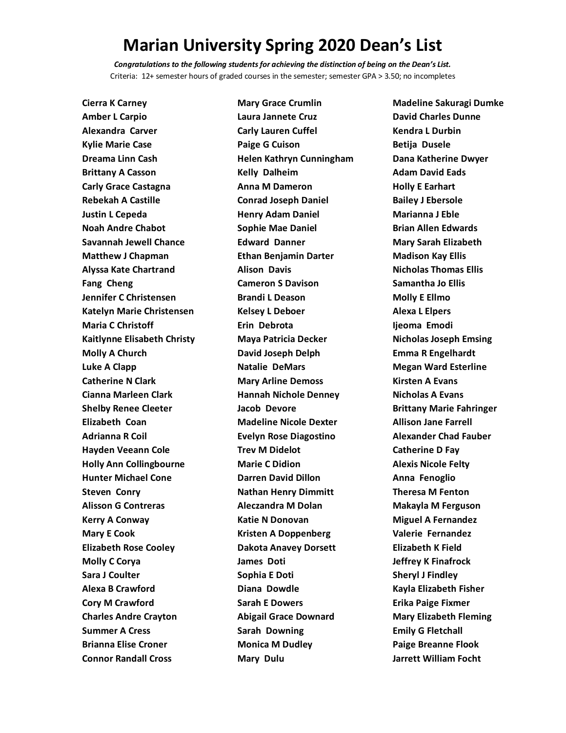# Marian University Spring 2020 Dean's List

***Congratulations to the following students for achieving the distinction of being on the Dean's List.***

Criteria: 12+ semester hours of graded courses in the semester; semester GPA > 3.50; no incompletes

**Cierra K Carney**
**Amber L Carpio**
**Alexandra Carver**
**Kylie Marie Case**
**Dreama Linn Cash**
**Brittany A Casson**
**Carly Grace Castagna**
**Rebekah A Castille**
**Justin L Cepeda**
**Noah Andre Chabot**
**Savannah Jewell Chance**
**Matthew J Chapman**
**Alyssa Kate Chartrand**
**Fang Cheng**
**Jennifer C Christensen**
**Katelyn Marie Christensen**
**Maria C Christoff**
**Kaitlynne Elisabeth Christy**
**Molly A Church**
**Luke A Clapp**
**Catherine N Clark**
**Cianna Marleen Clark**
**Shelby Renee Cleeter**
**Elizabeth Coan**
**Adrianna R Coil**
**Hayden Veeann Cole**
**Holly Ann Collingbourne**
**Hunter Michael Cone**
**Steven Conry**
**Alisson G Contreras**
**Kerry A Conway**
**Mary E Cook**
**Elizabeth Rose Cooley**
**Molly C Corya**
**Sara J Coulter**
**Alexa B Crawford**
**Cory M Crawford**
**Charles Andre Crayton**
**Summer A Cress**
**Brianna Elise Croner**
**Connor Randall Cross**
**Mary Grace Crumlin**
**Laura Jannete Cruz**
**Carly Lauren Cuffel**
**Paige G Cuison**
**Helen Kathryn Cunningham**
**Kelly Dalheim**
**Anna M Dameron**
**Conrad Joseph Daniel**
**Henry Adam Daniel**
**Sophie Mae Daniel**
**Edward Danner**
**Ethan Benjamin Darter**
**Alison Davis**
**Cameron S Davison**
**Brandi L Deason**
**Kelsey L Deboer**
**Erin Debrota**
**Maya Patricia Decker**
**David Joseph Delph**
**Natalie DeMars**
**Mary Arline Demoss**
**Hannah Nichole Denney**
**Jacob Devore**
**Madeline Nicole Dexter**
**Evelyn Rose Diagostino**
**Trev M Didelot**
**Marie C Didion**
**Darren David Dillon**
**Nathan Henry Dimmitt**
**Aleczandra M Dolan**
**Katie N Donovan**
**Kristen A Doppenberg**
**Dakota Anavey Dorsett**
**James Doti**
**Sophia E Doti**
**Diana Dowdle**
**Sarah E Dowers**
**Abigail Grace Downard**
**Sarah Downing**
**Monica M Dudley**
**Mary Dulu**
**Madeline Sakuragi Dumke**
**David Charles Dunne**
**Kendra L Durbin**
**Betija Dusele**
**Dana Katherine Dwyer**
**Adam David Eads**
**Holly E Earhart**
**Bailey J Ebersole**
**Marianna J Eble**
**Brian Allen Edwards**
**Mary Sarah Elizabeth**
**Madison Kay Ellis**
**Nicholas Thomas Ellis**
**Samantha Jo Ellis**
**Molly E Ellmo**
**Alexa L Elpers**
**Ijeoma Emodi**
**Nicholas Joseph Emsing**
**Emma R Engelhardt**
**Megan Ward Esterline**
**Kirsten A Evans**
**Nicholas A Evans**
**Brittany Marie Fahringer**
**Allison Jane Farrell**
**Alexander Chad Fauber**
**Catherine D Fay**
**Alexis Nicole Felty**
**Anna Fenoglio**
**Theresa M Fenton**
**Makayla M Ferguson**
**Miguel A Fernandez**
**Valerie Fernandez**
**Elizabeth K Field**
**Jeffrey K Finafrock**
**Sheryl J Findley**
**Kayla Elizabeth Fisher**
**Erika Paige Fixmer**
**Mary Elizabeth Fleming**
**Emily G Fletchall**
**Paige Breanne Flook**
**Jarrett William Focht**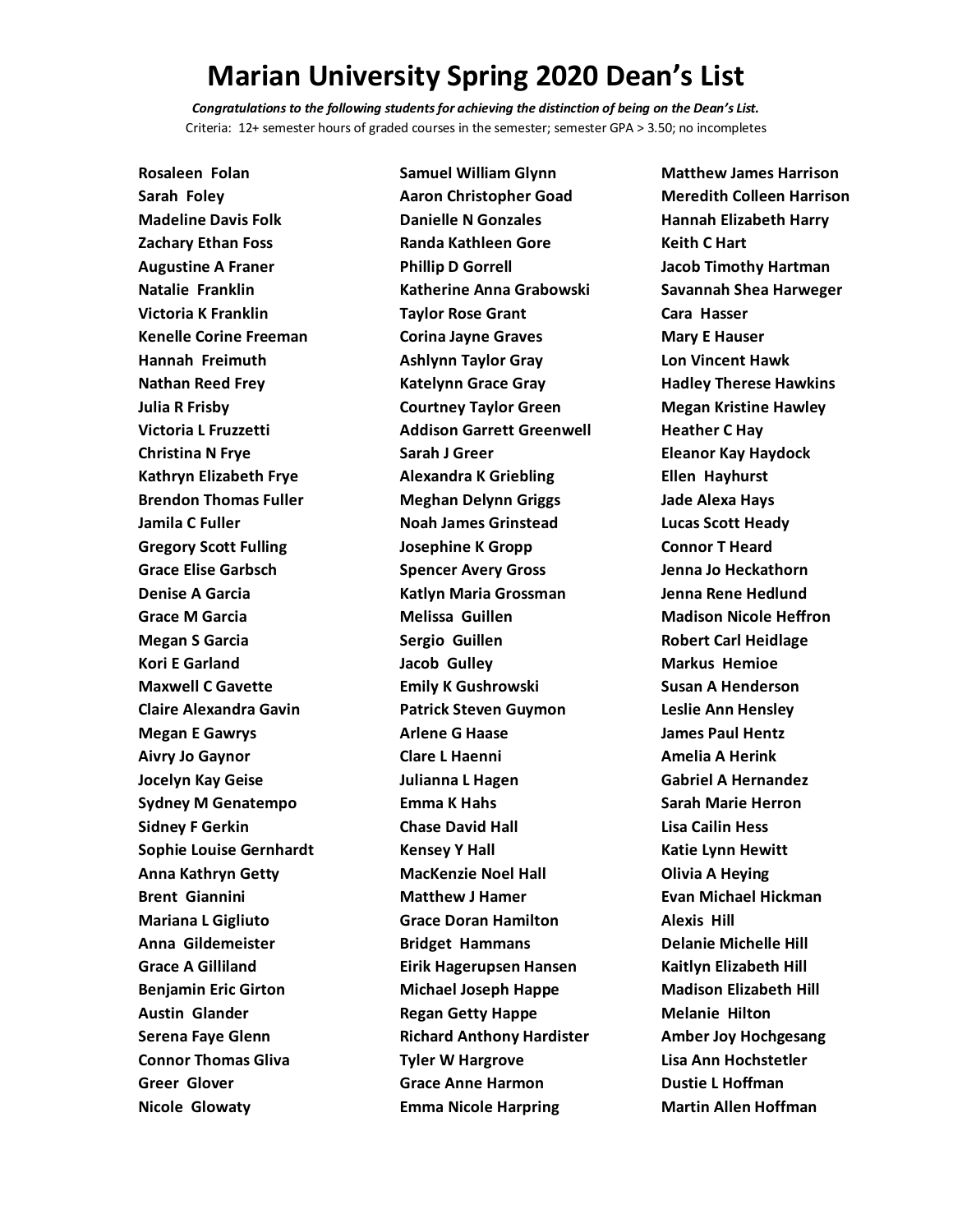# Marian University Spring 2020 Dean's List

***Congratulations to the following students for achieving the distinction of being on the Dean's List.***

Criteria: 12+ semester hours of graded courses in the semester; semester GPA > 3.50; no incompletes

**Rosaleen Folan**
**Sarah Foley**
**Madeline Davis Folk**
**Zachary Ethan Foss**
**Augustine A Franer**
**Natalie Franklin**
**Victoria K Franklin**
**Kenelle Corine Freeman**
**Hannah Freimuth**
**Nathan Reed Frey**
**Julia R Frisby**
**Victoria L Fruzzetti**
**Christina N Frye**
**Kathryn Elizabeth Frye**
**Brendon Thomas Fuller**
**Jamila C Fuller**
**Gregory Scott Fulling**
**Grace Elise Garbsch**
**Denise A Garcia**
**Grace M Garcia**
**Megan S Garcia**
**Kori E Garland**
**Maxwell C Gavette**
**Claire Alexandra Gavin**
**Megan E Gawrys**
**Aivry Jo Gaynor**
**Jocelyn Kay Geise**
**Sydney M Genatempo**
**Sidney F Gerkin**
**Sophie Louise Gernhardt**
**Anna Kathryn Getty**
**Brent Giannini**
**Mariana L Gigliuto**
**Anna Gildemeister**
**Grace A Gilliland**
**Benjamin Eric Girton**
**Austin Glander**
**Serena Faye Glenn**
**Connor Thomas Gliva**
**Greer Glover**
**Nicole Glowaty**
**Samuel William Glynn**
**Aaron Christopher Goad**
**Danielle N Gonzales**
**Randa Kathleen Gore**
**Phillip D Gorrell**
**Katherine Anna Grabowski**
**Taylor Rose Grant**
**Corina Jayne Graves**
**Ashlynn Taylor Gray**
**Katelynn Grace Gray**
**Courtney Taylor Green**
**Addison Garrett Greenwell**
**Sarah J Greer**
**Alexandra K Griebling**
**Meghan Delynn Griggs**
**Noah James Grinstead**
**Josephine K Gropp**
**Spencer Avery Gross**
**Katlyn Maria Grossman**
**Melissa Guillen**
**Sergio Guillen**
**Jacob Gulley**
**Emily K Gushrowski**
**Patrick Steven Guymon**
**Arlene G Haase**
**Clare L Haenni**
**Julianna L Hagen**
**Emma K Hahs**
**Chase David Hall**
**Kensey Y Hall**
**MacKenzie Noel Hall**
**Matthew J Hamer**
**Grace Doran Hamilton**
**Bridget Hammans**
**Eirik Hagerupsen Hansen**
**Michael Joseph Happe**
**Regan Getty Happe**
**Richard Anthony Hardister**
**Tyler W Hargrove**
**Grace Anne Harmon**
**Emma Nicole Harpring**
**Matthew James Harrison**
**Meredith Colleen Harrison**
**Hannah Elizabeth Harry**
**Keith C Hart**
**Jacob Timothy Hartman**
**Savannah Shea Harweger**
**Cara Hasser**
**Mary E Hauser**
**Lon Vincent Hawk**
**Hadley Therese Hawkins**
**Megan Kristine Hawley**
**Heather C Hay**
**Eleanor Kay Haydock**
**Ellen Hayhurst**
**Jade Alexa Hays**
**Lucas Scott Heady**
**Connor T Heard**
**Jenna Jo Heckathorn**
**Jenna Rene Hedlund**
**Madison Nicole Heffron**
**Robert Carl Heidlage**
**Markus Hemioe**
**Susan A Henderson**
**Leslie Ann Hensley**
**James Paul Hentz**
**Amelia A Herink**
**Gabriel A Hernandez**
**Sarah Marie Herron**
**Lisa Cailin Hess**
**Katie Lynn Hewitt**
**Olivia A Heying**
**Evan Michael Hickman**
**Alexis Hill**
**Delanie Michelle Hill**
**Kaitlyn Elizabeth Hill**
**Madison Elizabeth Hill**
**Melanie Hilton**
**Amber Joy Hochgesang**
**Lisa Ann Hochstetler**
**Dustie L Hoffman**
**Martin Allen Hoffman**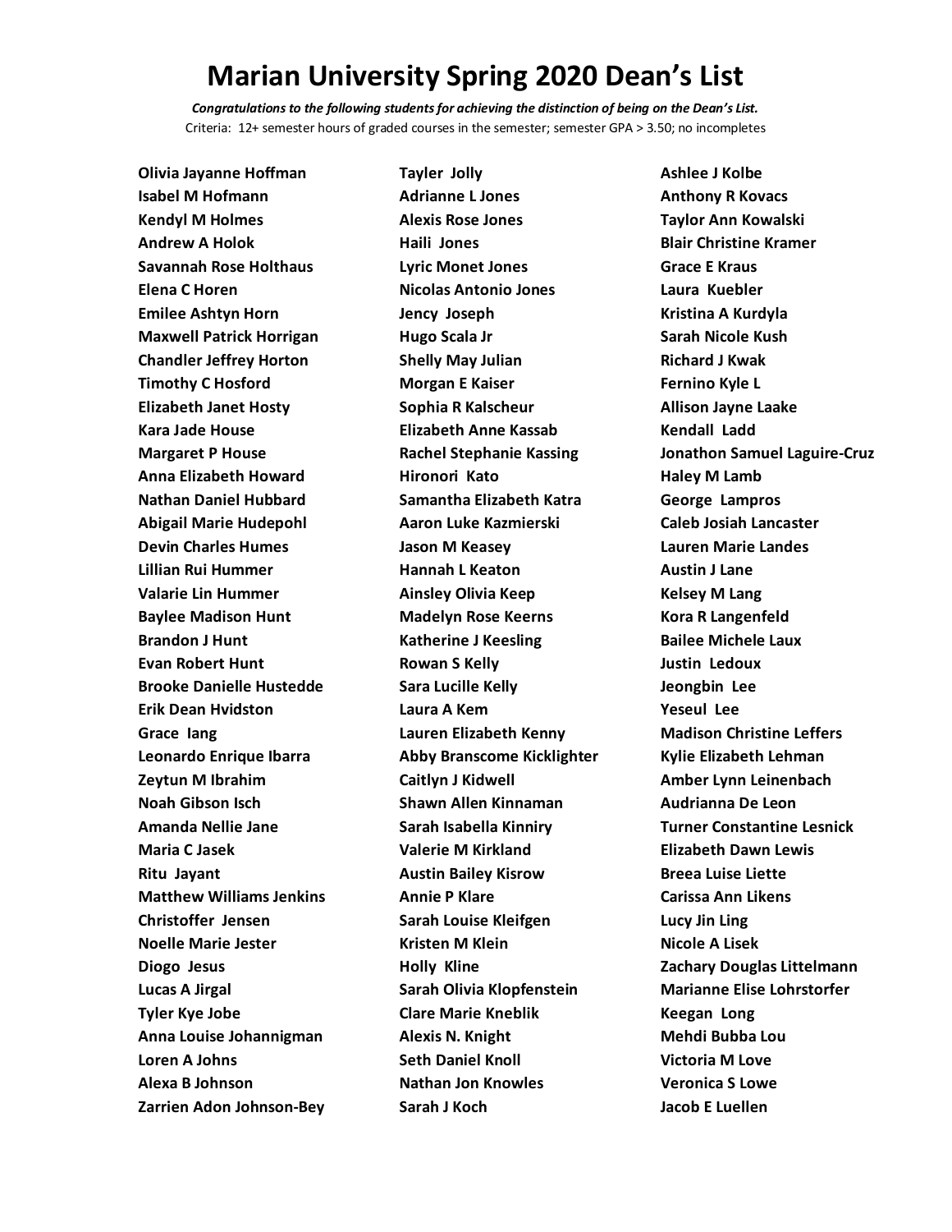# Marian University Spring 2020 Dean's List

***Congratulations to the following students for achieving the distinction of being on the Dean's List.***

Criteria: 12+ semester hours of graded courses in the semester; semester GPA > 3.50; no incompletes

**Olivia Jayanne Hoffman**
**Isabel M Hofmann**
**Kendyl M Holmes**
**Andrew A Holok**
**Savannah Rose Holthaus**
**Elena C Horen**
**Emilee Ashtyn Horn**
**Maxwell Patrick Horrigan**
**Chandler Jeffrey Horton**
**Timothy C Hosford**
**Elizabeth Janet Hosty**
**Kara Jade House**
**Margaret P House**
**Anna Elizabeth Howard**
**Nathan Daniel Hubbard**
**Abigail Marie Hudepohl**
**Devin Charles Humes**
**Lillian Rui Hummer**
**Valarie Lin Hummer**
**Baylee Madison Hunt**
**Brandon J Hunt**
**Evan Robert Hunt**
**Brooke Danielle Hustedde**
**Erik Dean Hvidston**
**Grace Iang**
**Leonardo Enrique Ibarra**
**Zeytun M Ibrahim**
**Noah Gibson Isch**
**Amanda Nellie Jane**
**Maria C Jasek**
**Ritu Jayant**
**Matthew Williams Jenkins**
**Christoffer Jensen**
**Noelle Marie Jester**
**Diogo Jesus**
**Lucas A Jirgal**
**Tyler Kye Jobe**
**Anna Louise Johannigman**
**Loren A Johns**
**Alexa B Johnson**
**Zarrien Adon Johnson-Bey**
**Tayler Jolly**
**Adrianne L Jones**
**Alexis Rose Jones**
**Haili Jones**
**Lyric Monet Jones**
**Nicolas Antonio Jones**
**Jency Joseph**
**Hugo Scala Jr**
**Shelly May Julian**
**Morgan E Kaiser**
**Sophia R Kalscheur**
**Elizabeth Anne Kassab**
**Rachel Stephanie Kassing**
**Hironori Kato**
**Samantha Elizabeth Katra**
**Aaron Luke Kazmierski**
**Jason M Keasey**
**Hannah L Keaton**
**Ainsley Olivia Keep**
**Madelyn Rose Keerns**
**Katherine J Keesling**
**Rowan S Kelly**
**Sara Lucille Kelly**
**Laura A Kem**
**Lauren Elizabeth Kenny**
**Abby Branscome Kicklighter**
**Caitlyn J Kidwell**
**Shawn Allen Kinnaman**
**Sarah Isabella Kinniry**
**Valerie M Kirkland**
**Austin Bailey Kisrow**
**Annie P Klare**
**Sarah Louise Kleifgen**
**Kristen M Klein**
**Holly Kline**
**Sarah Olivia Klopfenstein**
**Clare Marie Kneblik**
**Alexis N. Knight**
**Seth Daniel Knoll**
**Nathan Jon Knowles**
**Sarah J Koch**
**Ashlee J Kolbe**
**Anthony R Kovacs**
**Taylor Ann Kowalski**
**Blair Christine Kramer**
**Grace E Kraus**
**Laura Kuebler**
**Kristina A Kurdyla**
**Sarah Nicole Kush**
**Richard J Kwak**
**Fernino Kyle L**
**Allison Jayne Laake**
**Kendall Ladd**
**Jonathon Samuel Laguire-Cruz**
**Haley M Lamb**
**George Lampros**
**Caleb Josiah Lancaster**
**Lauren Marie Landes**
**Austin J Lane**
**Kelsey M Lang**
**Kora R Langenfeld**
**Bailee Michele Laux**
**Justin Ledoux**
**Jeongbin Lee**
**Yeseul Lee**
**Madison Christine Leffers**
**Kylie Elizabeth Lehman**
**Amber Lynn Leinenbach**
**Audrianna De Leon**
**Turner Constantine Lesnick**
**Elizabeth Dawn Lewis**
**Breea Luise Liette**
**Carissa Ann Likens**
**Lucy Jin Ling**
**Nicole A Lisek**
**Zachary Douglas Littelmann**
**Marianne Elise Lohrstorfer**
**Keegan Long**
**Mehdi Bubba Lou**
**Victoria M Love**
**Veronica S Lowe**
**Jacob E Luellen**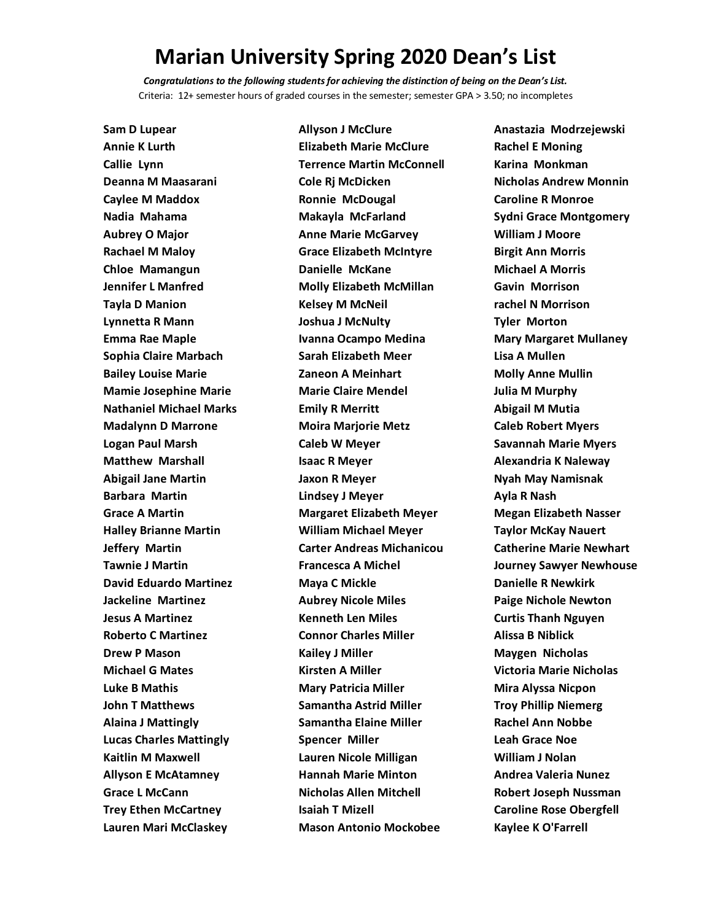# Marian University Spring 2020 Dean's List

***Congratulations to the following students for achieving the distinction of being on the Dean's List.***

Criteria: 12+ semester hours of graded courses in the semester; semester GPA > 3.50; no incompletes

**Sam D Lupear**
**Annie K Lurth**
**Callie Lynn**
**Deanna M Maasarani**
**Caylee M Maddox**
**Nadia Mahama**
**Aubrey O Major**
**Rachael M Maloy**
**Chloe Mamangun**
**Jennifer L Manfred**
**Tayla D Manion**
**Lynnetta R Mann**
**Emma Rae Maple**
**Sophia Claire Marbach**
**Bailey Louise Marie**
**Mamie Josephine Marie**
**Nathaniel Michael Marks**
**Madalynn D Marrone**
**Logan Paul Marsh**
**Matthew Marshall**
**Abigail Jane Martin**
**Barbara Martin**
**Grace A Martin**
**Halley Brianne Martin**
**Jeffery Martin**
**Tawnie J Martin**
**David Eduardo Martinez**
**Jackeline Martinez**
**Jesus A Martinez**
**Roberto C Martinez**
**Drew P Mason**
**Michael G Mates**
**Luke B Mathis**
**John T Matthews**
**Alaina J Mattingly**
**Lucas Charles Mattingly**
**Kaitlin M Maxwell**
**Allyson E McAtamney**
**Grace L McCann**
**Trey Ethen McCartney**
**Lauren Mari McClaskey**
**Allyson J McClure**
**Elizabeth Marie McClure**
**Terrence Martin McConnell**
**Cole Rj McDicken**
**Ronnie McDougal**
**Makayla McFarland**
**Anne Marie McGarvey**
**Grace Elizabeth McIntyre**
**Danielle McKane**
**Molly Elizabeth McMillan**
**Kelsey M McNeil**
**Joshua J McNulty**
**Ivanna Ocampo Medina**
**Sarah Elizabeth Meer**
**Zaneon A Meinhart**
**Marie Claire Mendel**
**Emily R Merritt**
**Moira Marjorie Metz**
**Caleb W Meyer**
**Isaac R Meyer**
**Jaxon R Meyer**
**Lindsey J Meyer**
**Margaret Elizabeth Meyer**
**William Michael Meyer**
**Carter Andreas Michanicou**
**Francesca A Michel**
**Maya C Mickle**
**Aubrey Nicole Miles**
**Kenneth Len Miles**
**Connor Charles Miller**
**Kailey J Miller**
**Kirsten A Miller**
**Mary Patricia Miller**
**Samantha Astrid Miller**
**Samantha Elaine Miller**
**Spencer Miller**
**Lauren Nicole Milligan**
**Hannah Marie Minton**
**Nicholas Allen Mitchell**
**Isaiah T Mizell**
**Mason Antonio Mockobee**
**Anastazia Modrzejewski**
**Rachel E Moning**
**Karina Monkman**
**Nicholas Andrew Monnin**
**Caroline R Monroe**
**Sydni Grace Montgomery**
**William J Moore**
**Birgit Ann Morris**
**Michael A Morris**
**Gavin Morrison**
**rachel N Morrison**
**Tyler Morton**
**Mary Margaret Mullaney**
**Lisa A Mullen**
**Molly Anne Mullin**
**Julia M Murphy**
**Abigail M Mutia**
**Caleb Robert Myers**
**Savannah Marie Myers**
**Alexandria K Naleway**
**Nyah May Namisnak**
**Ayla R Nash**
**Megan Elizabeth Nasser**
**Taylor McKay Nauert**
**Catherine Marie Newhart**
**Journey Sawyer Newhouse**
**Danielle R Newkirk**
**Paige Nichole Newton**
**Curtis Thanh Nguyen**
**Alissa B Niblick**
**Maygen Nicholas**
**Victoria Marie Nicholas**
**Mira Alyssa Nicpon**
**Troy Phillip Niemerg**
**Rachel Ann Nobbe**
**Leah Grace Noe**
**William J Nolan**
**Andrea Valeria Nunez**
**Robert Joseph Nussman**
**Caroline Rose Obergfell**
**Kaylee K O'Farrell**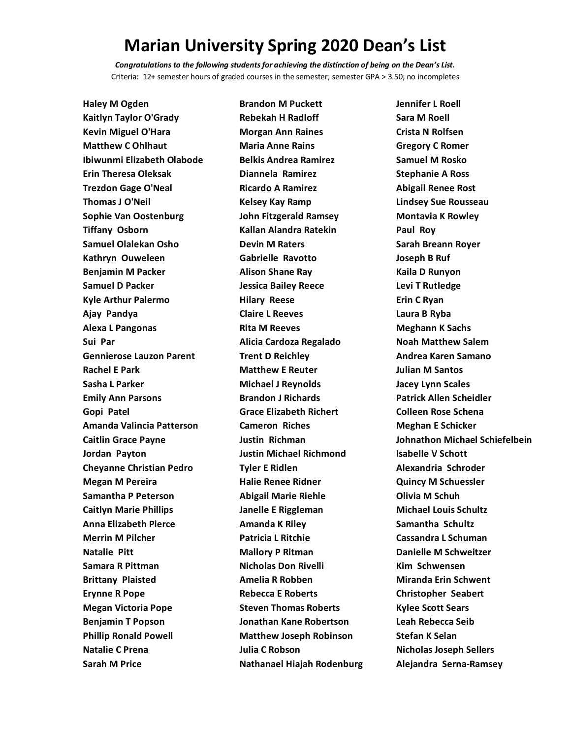# Marian University Spring 2020 Dean's List

***Congratulations to the following students for achieving the distinction of being on the Dean's List.***

Criteria: 12+ semester hours of graded courses in the semester; semester GPA > 3.50; no incompletes

**Haley M Ogden**
**Kaitlyn Taylor O'Grady**
**Kevin Miguel O'Hara**
**Matthew C Ohlhaut**
**Ibiwunmi Elizabeth Olabode**
**Erin Theresa Oleksak**
**Trezdon Gage O'Neal**
**Thomas J O'Neil**
**Sophie Van Oostenburg**
**Tiffany Osborn**
**Samuel Olalekan Osho**
**Kathryn Ouweleen**
**Benjamin M Packer**
**Samuel D Packer**
**Kyle Arthur Palermo**
**Ajay Pandya**
**Alexa L Pangonas**
**Sui Par**
**Gennierose Lauzon Parent**
**Rachel E Park**
**Sasha L Parker**
**Emily Ann Parsons**
**Gopi Patel**
**Amanda Valincia Patterson**
**Caitlin Grace Payne**
**Jordan Payton**
**Cheyanne Christian Pedro**
**Megan M Pereira**
**Samantha P Peterson**
**Caitlyn Marie Phillips**
**Anna Elizabeth Pierce**
**Merrin M Pilcher**
**Natalie Pitt**
**Samara R Pittman**
**Brittany Plaisted**
**Erynne R Pope**
**Megan Victoria Pope**
**Benjamin T Popson**
**Phillip Ronald Powell**
**Natalie C Prena**
**Sarah M Price**
**Brandon M Puckett**
**Rebekah H Radloff**
**Morgan Ann Raines**
**Maria Anne Rains**
**Belkis Andrea Ramirez**
**Diannela Ramirez**
**Ricardo A Ramirez**
**Kelsey Kay Ramp**
**John Fitzgerald Ramsey**
**Kallan Alandra Ratekin**
**Devin M Raters**
**Gabrielle Ravotto**
**Alison Shane Ray**
**Jessica Bailey Reece**
**Hilary Reese**
**Claire L Reeves**
**Rita M Reeves**
**Alicia Cardoza Regalado**
**Trent D Reichley**
**Matthew E Reuter**
**Michael J Reynolds**
**Brandon J Richards**
**Grace Elizabeth Richert**
**Cameron Riches**
**Justin Richman**
**Justin Michael Richmond**
**Tyler E Ridlen**
**Halie Renee Ridner**
**Abigail Marie Riehle**
**Janelle E Riggleman**
**Amanda K Riley**
**Patricia L Ritchie**
**Mallory P Ritman**
**Nicholas Don Rivelli**
**Amelia R Robben**
**Rebecca E Roberts**
**Steven Thomas Roberts**
**Jonathan Kane Robertson**
**Matthew Joseph Robinson**
**Julia C Robson**
**Nathanael Hiajah Rodenburg**
**Jennifer L Roell**
**Sara M Roell**
**Crista N Rolfsen**
**Gregory C Romer**
**Samuel M Rosko**
**Stephanie A Ross**
**Abigail Renee Rost**
**Lindsey Sue Rousseau**
**Montavia K Rowley**
**Paul Roy**
**Sarah Breann Royer**
**Joseph B Ruf**
**Kaila D Runyon**
**Levi T Rutledge**
**Erin C Ryan**
**Laura B Ryba**
**Meghann K Sachs**
**Noah Matthew Salem**
**Andrea Karen Samano**
**Julian M Santos**
**Jacey Lynn Scales**
**Patrick Allen Scheidler**
**Colleen Rose Schena**
**Meghan E Schicker**
**Johnathon Michael Schiefelbein**
**Isabelle V Schott**
**Alexandria Schroder**
**Quincy M Schuessler**
**Olivia M Schuh**
**Michael Louis Schultz**
**Samantha Schultz**
**Cassandra L Schuman**
**Danielle M Schweitzer**
**Kim Schwensen**
**Miranda Erin Schwent**
**Christopher Seabert**
**Kylee Scott Sears**
**Leah Rebecca Seib**
**Stefan K Selan**
**Nicholas Joseph Sellers**
**Alejandra Serna-Ramsey**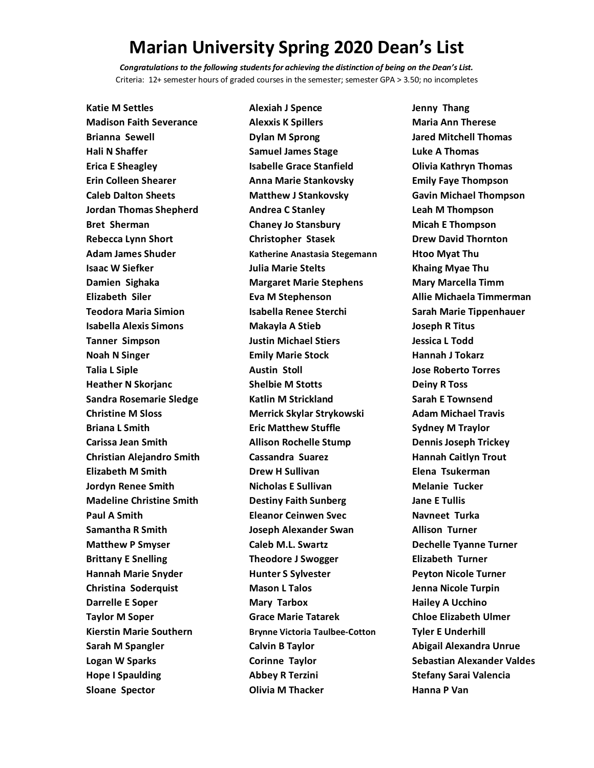# Marian University Spring 2020 Dean's List

***Congratulations to the following students for achieving the distinction of being on the Dean's List.***

Criteria: 12+ semester hours of graded courses in the semester; semester GPA > 3.50; no incompletes

**Katie M Settles**
**Madison Faith Severance**
**Brianna Sewell**
**Hali N Shaffer**
**Erica E Sheagley**
**Erin Colleen Shearer**
**Caleb Dalton Sheets**
**Jordan Thomas Shepherd**
**Bret Sherman**
**Rebecca Lynn Short**
**Adam James Shuder**
**Isaac W Siefker**
**Damien Sighaka**
**Elizabeth Siler**
**Teodora Maria Simion**
**Isabella Alexis Simons**
**Tanner Simpson**
**Noah N Singer**
**Talia L Siple**
**Heather N Skorjanc**
**Sandra Rosemarie Sledge**
**Christine M Sloss**
**Briana L Smith**
**Carissa Jean Smith**
**Christian Alejandro Smith**
**Elizabeth M Smith**
**Jordyn Renee Smith**
**Madeline Christine Smith**
**Paul A Smith**
**Samantha R Smith**
**Matthew P Smyser**
**Brittany E Snelling**
**Hannah Marie Snyder**
**Christina Soderquist**
**Darrelle E Soper**
**Taylor M Soper**
**Kierstin Marie Southern**
**Sarah M Spangler**
**Logan W Sparks**
**Hope I Spaulding**
**Sloane Spector**
**Alexiah J Spence**
**Alexxis K Spillers**
**Dylan M Sprong**
**Samuel James Stage**
**Isabelle Grace Stanfield**
**Anna Marie Stankovsky**
**Matthew J Stankovsky**
**Andrea C Stanley**
**Chaney Jo Stansbury**
**Christopher Stasek**
**Katherine Anastasia Stegemann**
**Julia Marie Stelts**
**Margaret Marie Stephens**
**Eva M Stephenson**
**Isabella Renee Sterchi**
**Makayla A Stieb**
**Justin Michael Stiers**
**Emily Marie Stock**
**Austin Stoll**
**Shelbie M Stotts**
**Katlin M Strickland**
**Merrick Skylar Strykowski**
**Eric Matthew Stuffle**
**Allison Rochelle Stump**
**Cassandra Suarez**
**Drew H Sullivan**
**Nicholas E Sullivan**
**Destiny Faith Sunberg**
**Eleanor Ceinwen Svec**
**Joseph Alexander Swan**
**Caleb M.L. Swartz**
**Theodore J Swogger**
**Hunter S Sylvester**
**Mason L Talos**
**Mary Tarbox**
**Grace Marie Tatarek**
**Brynne Victoria Taulbee-Cotton**
**Calvin B Taylor**
**Corinne Taylor**
**Abbey R Terzini**
**Olivia M Thacker**
**Jenny Thang**
**Maria Ann Therese**
**Jared Mitchell Thomas**
**Luke A Thomas**
**Olivia Kathryn Thomas**
**Emily Faye Thompson**
**Gavin Michael Thompson**
**Leah M Thompson**
**Micah E Thompson**
**Drew David Thornton**
**Htoo Myat Thu**
**Khaing Myae Thu**
**Mary Marcella Timm**
**Allie Michaela Timmerman**
**Sarah Marie Tippenhauer**
**Joseph R Titus**
**Jessica L Todd**
**Hannah J Tokarz**
**Jose Roberto Torres**
**Deiny R Toss**
**Sarah E Townsend**
**Adam Michael Travis**
**Sydney M Traylor**
**Dennis Joseph Trickey**
**Hannah Caitlyn Trout**
**Elena Tsukerman**
**Melanie Tucker**
**Jane E Tullis**
**Navneet Turka**
**Allison Turner**
**Dechelle Tyanne Turner**
**Elizabeth Turner**
**Peyton Nicole Turner**
**Jenna Nicole Turpin**
**Hailey A Ucchino**
**Chloe Elizabeth Ulmer**
**Tyler E Underhill**
**Abigail Alexandra Unrue**
**Sebastian Alexander Valdes**
**Stefany Sarai Valencia**
**Hanna P Van**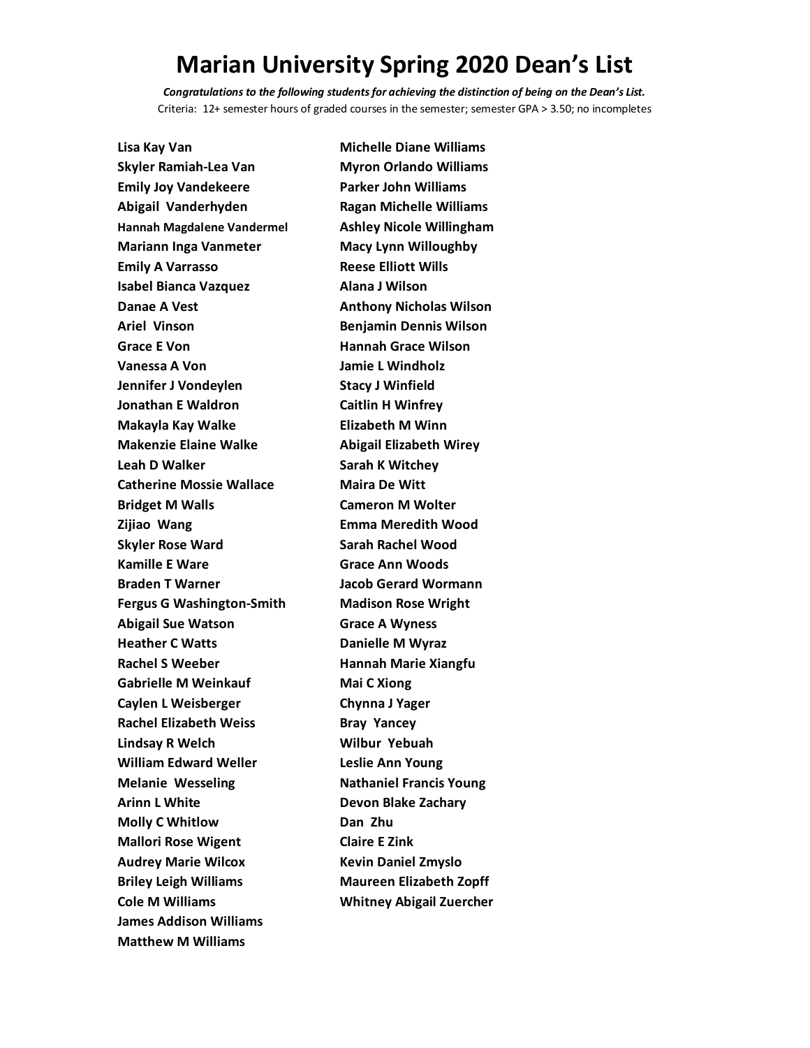# Marian University Spring 2020 Dean's List

***Congratulations to the following students for achieving the distinction of being on the Dean's List.***

Criteria: 12+ semester hours of graded courses in the semester; semester GPA > 3.50; no incompletes

**Lisa Kay Van**
**Skyler Ramiah-Lea Van**
**Emily Joy Vandekeere**
**Abigail Vanderhyden**
**Hannah Magdalene Vandermel**
**Mariann Inga Vanmeter**
**Emily A Varrasso**
**Isabel Bianca Vazquez**
**Danae A Vest**
**Ariel Vinson**
**Grace E Von**
**Vanessa A Von**
**Jennifer J Vondeylen**
**Jonathan E Waldron**
**Makayla Kay Walke**
**Makenzie Elaine Walke**
**Leah D Walker**
**Catherine Mossie Wallace**
**Bridget M Walls**
**Zijiao Wang**
**Skyler Rose Ward**
**Kamille E Ware**
**Braden T Warner**
**Fergus G Washington-Smith**
**Abigail Sue Watson**
**Heather C Watts**
**Rachel S Weeber**
**Gabrielle M Weinkauf**
**Caylen L Weisberger**
**Rachel Elizabeth Weiss**
**Lindsay R Welch**
**William Edward Weller**
**Melanie Wesseling**
**Arinn L White**
**Molly C Whitlow**
**Mallori Rose Wigent**
**Audrey Marie Wilcox**
**Briley Leigh Williams**
**Cole M Williams**
**James Addison Williams**
**Matthew M Williams**
**Michelle Diane Williams**
**Myron Orlando Williams**
**Parker John Williams**
**Ragan Michelle Williams**
**Ashley Nicole Willingham**
**Macy Lynn Willoughby**
**Reese Elliott Wills**
**Alana J Wilson**
**Anthony Nicholas Wilson**
**Benjamin Dennis Wilson**
**Hannah Grace Wilson**
**Jamie L Windholz**
**Stacy J Winfield**
**Caitlin H Winfrey**
**Elizabeth M Winn**
**Abigail Elizabeth Wirey**
**Sarah K Witchey**
**Maira De Witt**
**Cameron M Wolter**
**Emma Meredith Wood**
**Sarah Rachel Wood**
**Grace Ann Woods**
**Jacob Gerard Wormann**
**Madison Rose Wright**
**Grace A Wyness**
**Danielle M Wyraz**
**Hannah Marie Xiangfu**
**Mai C Xiong**
**Chynna J Yager**
**Bray Yancey**
**Wilbur Yebuah**
**Leslie Ann Young**
**Nathaniel Francis Young**
**Devon Blake Zachary**
**Dan Zhu**
**Claire E Zink**
**Kevin Daniel Zmyslo**
**Maureen Elizabeth Zopff**
**Whitney Abigail Zuercher**